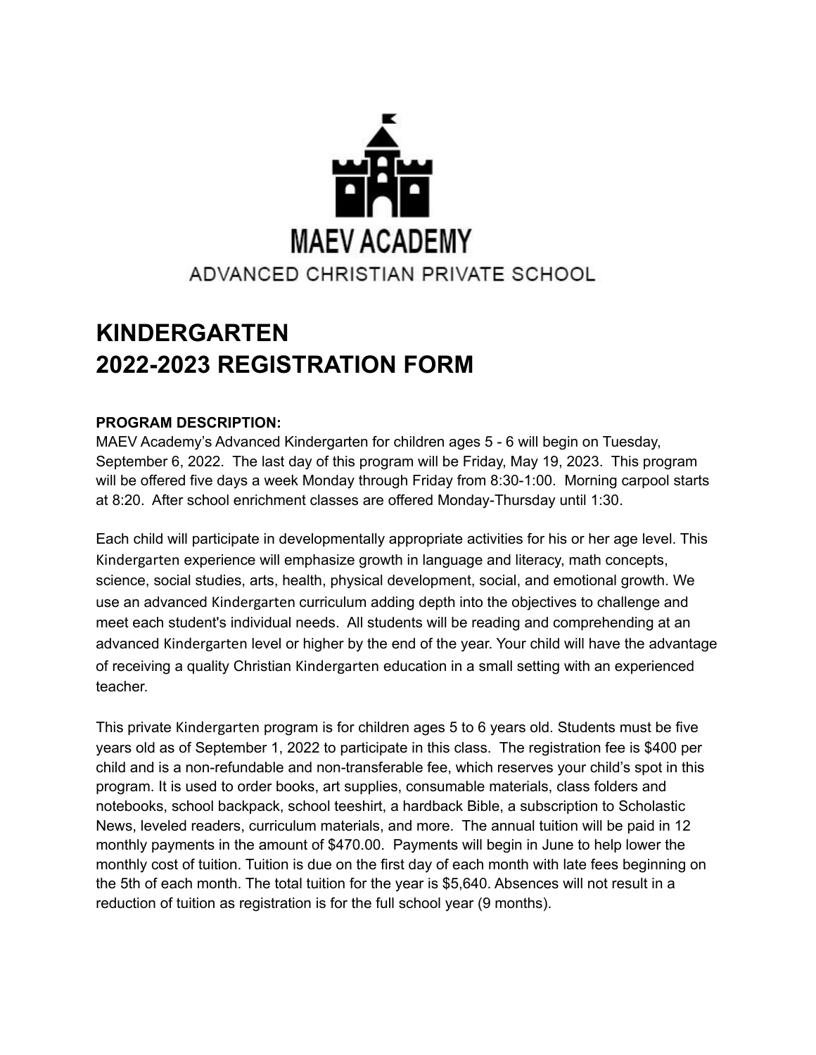MAEV ACADEMY

ADVANCED CHRISTIAN PRIVATE SCHOOL

# KINDERGARTEN
# 2022-2023 REGISTRATION FORM

**PROGRAM DESCRIPTION:**
MAEV Academy's Advanced Kindergarten for children ages 5 - 6 will begin on Tuesday, September 6, 2022. The last day of this program will be Friday, May 19, 2023. This program will be offered five days a week Monday through Friday from 8:30-1:00. Morning carpool starts at 8:20. After school enrichment classes are offered Monday-Thursday until 1:30.

Each child will participate in developmentally appropriate activities for his or her age level. This Kindergarten experience will emphasize growth in language and literacy, math concepts, science, social studies, arts, health, physical development, social, and emotional growth. We use an advanced Kindergarten curriculum adding depth into the objectives to challenge and meet each student's individual needs. All students will be reading and comprehending at an advanced Kindergarten level or higher by the end of the year. Your child will have the advantage of receiving a quality Christian Kindergarten education in a small setting with an experienced teacher.

This private Kindergarten program is for children ages 5 to 6 years old. Students must be five years old as of September 1, 2022 to participate in this class. The registration fee is $400 per child and is a non-refundable and non-transferable fee, which reserves your child's spot in this program. It is used to order books, art supplies, consumable materials, class folders and notebooks, school backpack, school teeshirt, a hardback Bible, a subscription to Scholastic News, leveled readers, curriculum materials, and more. The annual tuition will be paid in 12 monthly payments in the amount of $470.00. Payments will begin in June to help lower the monthly cost of tuition. Tuition is due on the first day of each month with late fees beginning on the 5th of each month. The total tuition for the year is $5,640. Absences will not result in a reduction of tuition as registration is for the full school year (9 months).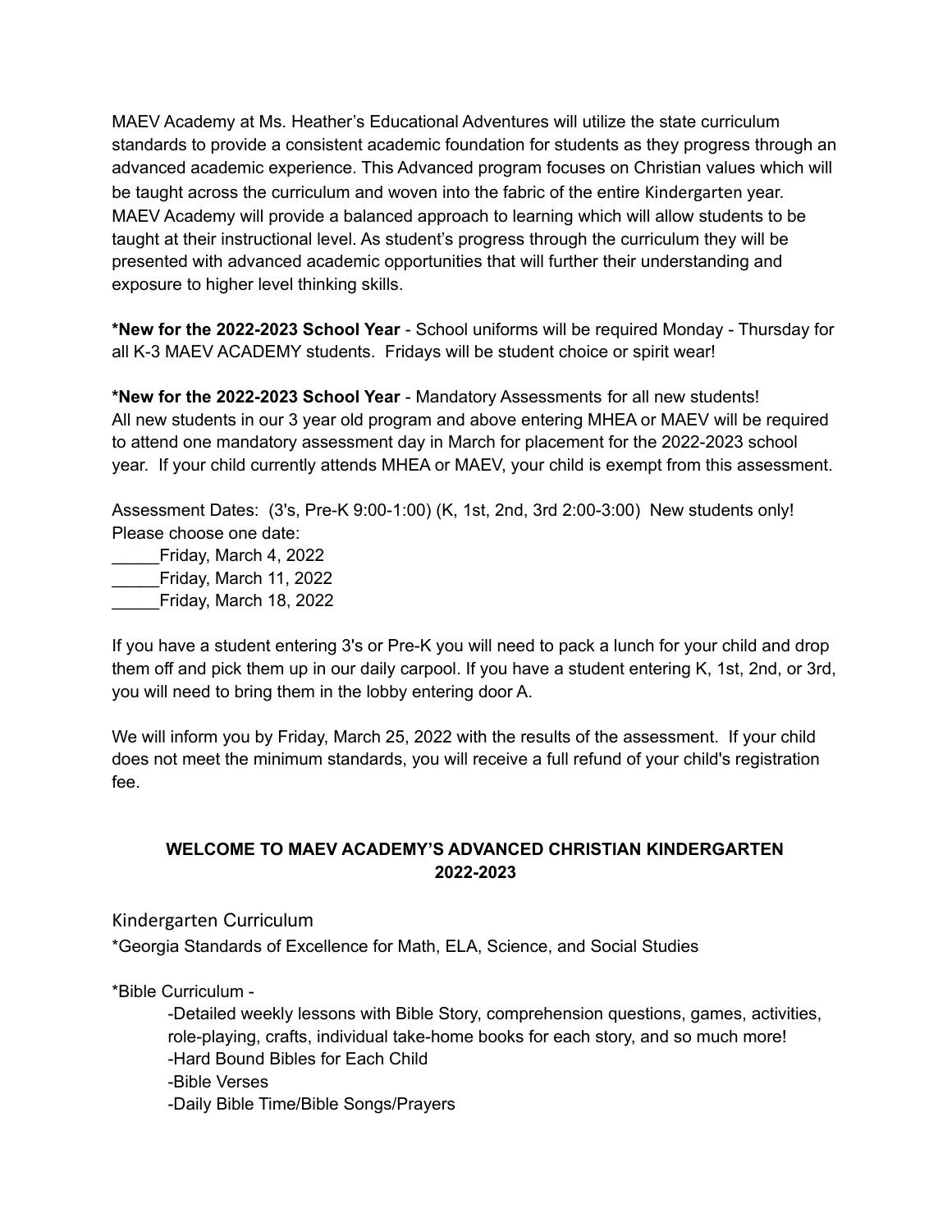MAEV Academy at Ms. Heather's Educational Adventures will utilize the state curriculum standards to provide a consistent academic foundation for students as they progress through an advanced academic experience. This Advanced program focuses on Christian values which will be taught across the curriculum and woven into the fabric of the entire Kindergarten year. MAEV Academy will provide a balanced approach to learning which will allow students to be taught at their instructional level. As student's progress through the curriculum they will be presented with advanced academic opportunities that will further their understanding and exposure to higher level thinking skills.

**\*New for the 2022-2023 School Year** - School uniforms will be required Monday - Thursday for all K-3 MAEV ACADEMY students. Fridays will be student choice or spirit wear!

**\*New for the 2022-2023 School Year** - Mandatory Assessments for all new students! All new students in our 3 year old program and above entering MHEA or MAEV will be required to attend one mandatory assessment day in March for placement for the 2022-2023 school year. If your child currently attends MHEA or MAEV, your child is exempt from this assessment.

Assessment Dates: (3's, Pre-K 9:00-1:00) (K, 1st, 2nd, 3rd 2:00-3:00) New students only!
Please choose one date:
_____Friday, March 4, 2022
_____Friday, March 11, 2022
_____Friday, March 18, 2022

If you have a student entering 3's or Pre-K you will need to pack a lunch for your child and drop them off and pick them up in our daily carpool. If you have a student entering K, 1st, 2nd, or 3rd, you will need to bring them in the lobby entering door A.

We will inform you by Friday, March 25, 2022 with the results of the assessment. If your child does not meet the minimum standards, you will receive a full refund of your child's registration fee.

## WELCOME TO MAEV ACADEMY'S ADVANCED CHRISTIAN KINDERGARTEN 2022-2023

### Kindergarten Curriculum

*Georgia Standards of Excellence for Math, ELA, Science, and Social Studies

*Bible Curriculum -

- Detailed weekly lessons with Bible Story, comprehension questions, games, activities, role-playing, crafts, individual take-home books for each story, and so much more!
- Hard Bound Bibles for Each Child
- Bible Verses
- Daily Bible Time/Bible Songs/Prayers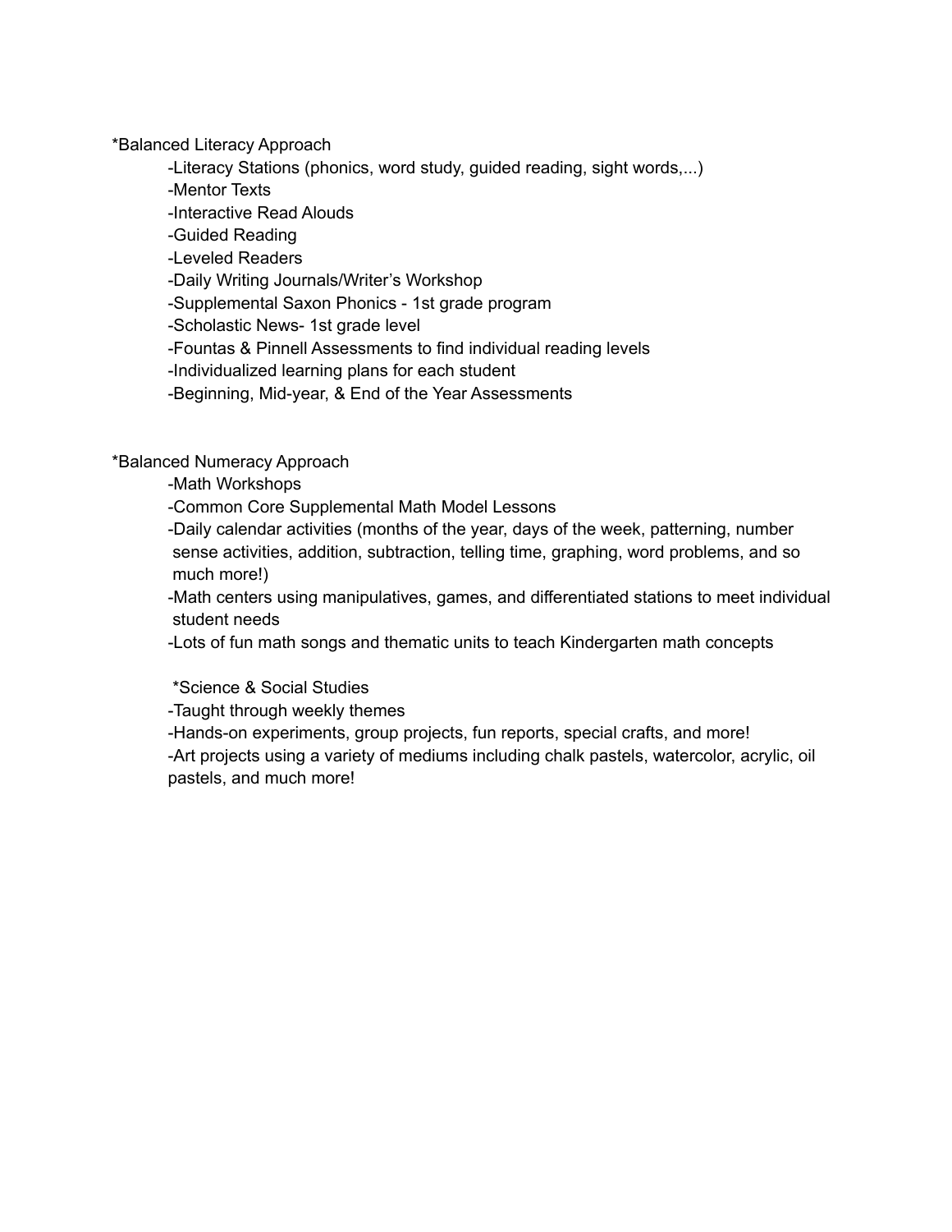*Balanced Literacy Approach

- Literacy Stations (phonics, word study, guided reading, sight words,...)
- Mentor Texts
- Interactive Read Alouds
- Guided Reading
- Leveled Readers
- Daily Writing Journals/Writer's Workshop
- Supplemental Saxon Phonics - 1st grade program
- Scholastic News- 1st grade level
- Fountas & Pinnell Assessments to find individual reading levels
- Individualized learning plans for each student
- Beginning, Mid-year, & End of the Year Assessments

*Balanced Numeracy Approach

- Math Workshops
- Common Core Supplemental Math Model Lessons
- Daily calendar activities (months of the year, days of the week, patterning, number sense activities, addition, subtraction, telling time, graphing, word problems, and so much more!)
- Math centers using manipulatives, games, and differentiated stations to meet individual student needs
- Lots of fun math songs and thematic units to teach Kindergarten math concepts

*Science & Social Studies

- Taught through weekly themes
- Hands-on experiments, group projects, fun reports, special crafts, and more!
- Art projects using a variety of mediums including chalk pastels, watercolor, acrylic, oil pastels, and much more!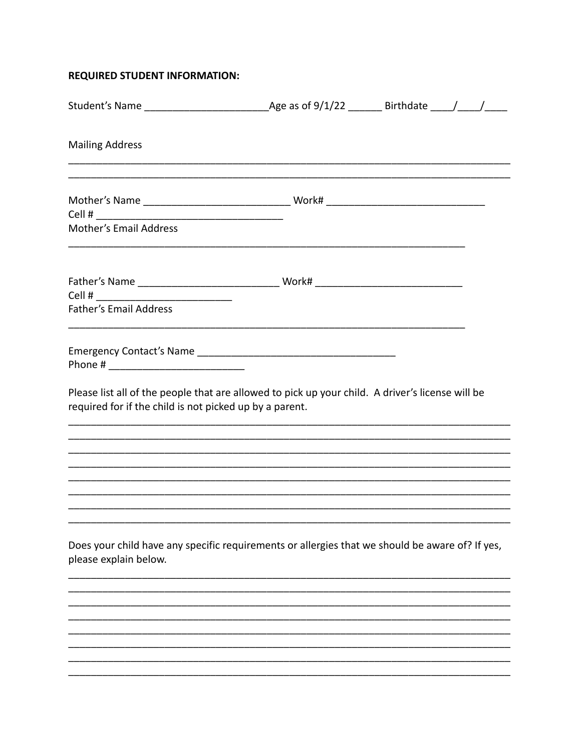**REQUIRED STUDENT INFORMATION:**

Student's Name ______________________Age as of 9/1/22 ______ Birthdate ____/____/____

Mailing Address

______________________________________________________________________________
______________________________________________________________________________

Mother's Name _________________________ Work# ___________________________
Cell # _________________________________
Mother's Email Address

_________________________________________________________________________

Father's Name _________________________ Work# _________________________
Cell # ________________________
Father's Email Address

_________________________________________________________________________

Emergency Contact's Name __________________________________
Phone # _______________________

Please list all of the people that are allowed to pick up your child. A driver's license will be required for if the child is not picked up by a parent.

______________________________________________________________________________
______________________________________________________________________________
______________________________________________________________________________
______________________________________________________________________________
______________________________________________________________________________
______________________________________________________________________________
______________________________________________________________________________
______________________________________________________________________________

Does your child have any specific requirements or allergies that we should be aware of? If yes, please explain below.

______________________________________________________________________________
______________________________________________________________________________
______________________________________________________________________________
______________________________________________________________________________
______________________________________________________________________________
______________________________________________________________________________
______________________________________________________________________________
______________________________________________________________________________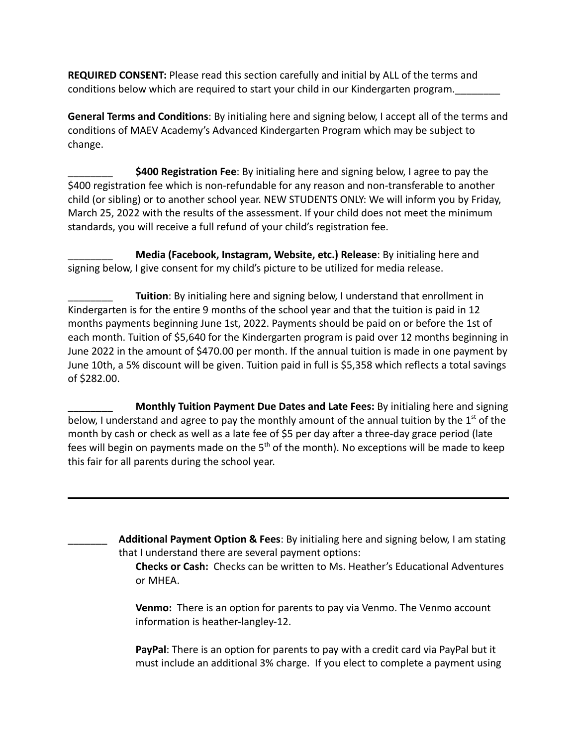**REQUIRED CONSENT:** Please read this section carefully and initial by ALL of the terms and conditions below which are required to start your child in our Kindergarten program.________

**General Terms and Conditions**: By initialing here and signing below, I accept all of the terms and conditions of MAEV Academy's Advanced Kindergarten Program which may be subject to change.

________ **$400 Registration Fee**: By initialing here and signing below, I agree to pay the $400 registration fee which is non-refundable for any reason and non-transferable to another child (or sibling) or to another school year. NEW STUDENTS ONLY: We will inform you by Friday, March 25, 2022 with the results of the assessment. If your child does not meet the minimum standards, you will receive a full refund of your child's registration fee.

________ **Media (Facebook, Instagram, Website, etc.) Release**: By initialing here and signing below, I give consent for my child's picture to be utilized for media release.

________ **Tuition**: By initialing here and signing below, I understand that enrollment in Kindergarten is for the entire 9 months of the school year and that the tuition is paid in 12 months payments beginning June 1st, 2022. Payments should be paid on or before the 1st of each month. Tuition of $5,640 for the Kindergarten program is paid over 12 months beginning in June 2022 in the amount of $470.00 per month. If the annual tuition is made in one payment by June 10th, a 5% discount will be given. Tuition paid in full is $5,358 which reflects a total savings of $282.00.

________ **Monthly Tuition Payment Due Dates and Late Fees:** By initialing here and signing below, I understand and agree to pay the monthly amount of the annual tuition by the 1st of the month by cash or check as well as a late fee of $5 per day after a three-day grace period (late fees will begin on payments made on the 5th of the month). No exceptions will be made to keep this fair for all parents during the school year.

---

_______ **Additional Payment Option & Fees**: By initialing here and signing below, I am stating that I understand there are several payment options:

**Checks or Cash:** Checks can be written to Ms. Heather's Educational Adventures or MHEA.

**Venmo:** There is an option for parents to pay via Venmo. The Venmo account information is heather-langley-12.

**PayPal**: There is an option for parents to pay with a credit card via PayPal but it must include an additional 3% charge. If you elect to complete a payment using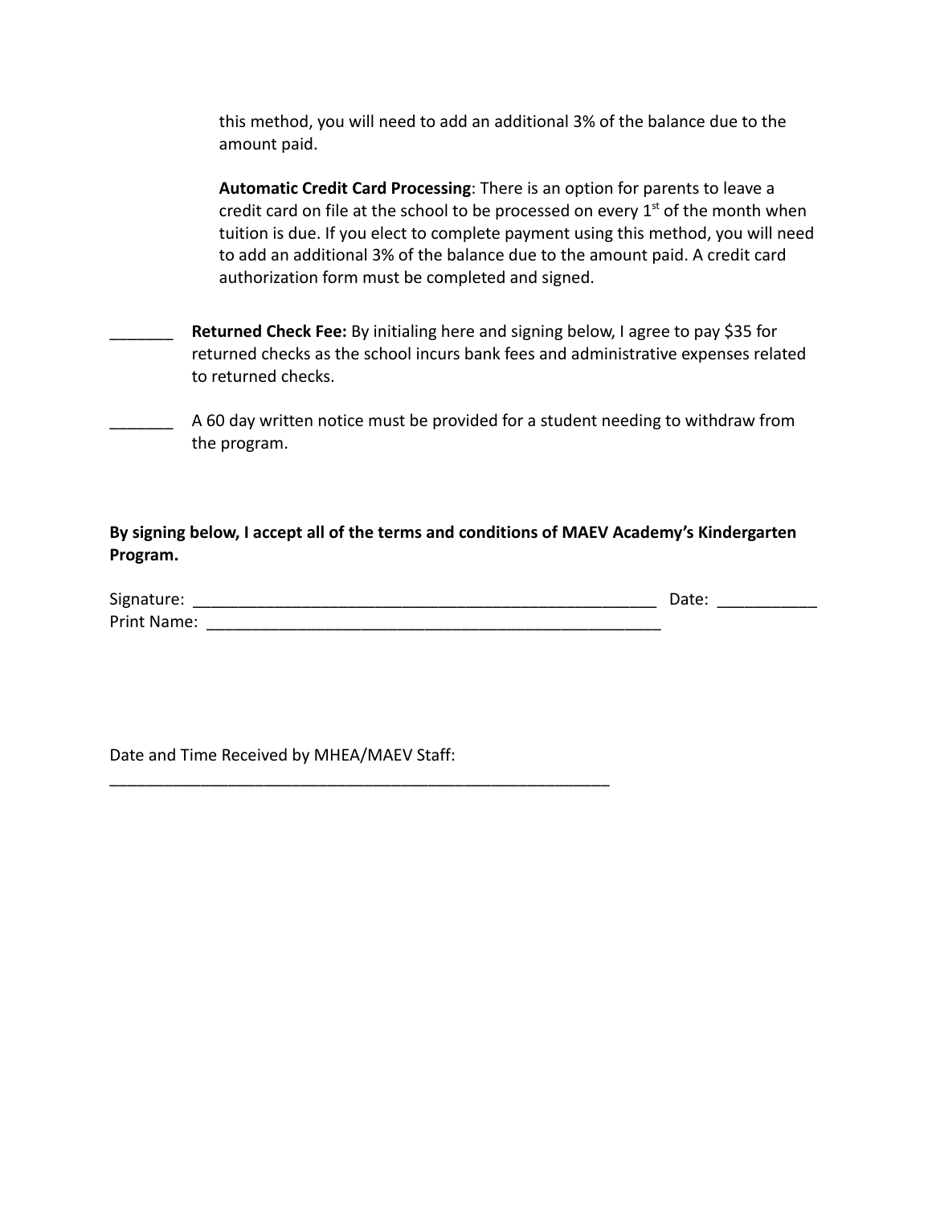this method, you will need to add an additional 3% of the balance due to the amount paid.

**Automatic Credit Card Processing**: There is an option for parents to leave a credit card on file at the school to be processed on every 1st of the month when tuition is due. If you elect to complete payment using this method, you will need to add an additional 3% of the balance due to the amount paid. A credit card authorization form must be completed and signed.

_______ **Returned Check Fee:** By initialing here and signing below, I agree to pay $35 for returned checks as the school incurs bank fees and administrative expenses related to returned checks.

_______ A 60 day written notice must be provided for a student needing to withdraw from the program.

**By signing below, I accept all of the terms and conditions of MAEV Academy's Kindergarten Program.**

Signature: ______________________________________________________ Date: ___________
Print Name: ____________________________________________________

Date and Time Received by MHEA/MAEV Staff:
__________________________________________________________